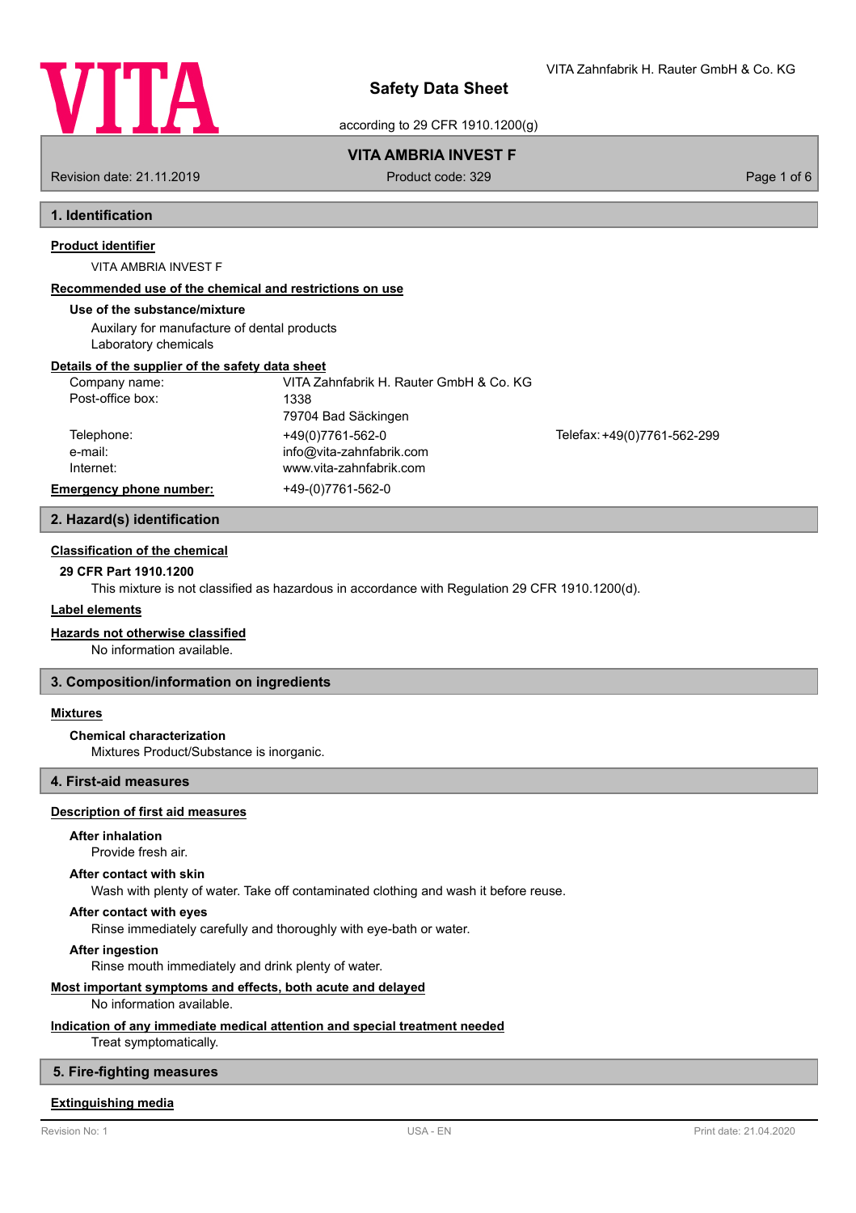# Safety Data Sheet

according to 29 CFR 1910.1200(g)

**VITA AMBRIA INVEST F**

Revision date: 21.11.2019 | Product code: 329

## 1. Identification

**Product identifier**

VITA AMBRIA INVEST F

**Recommended use of the chemical and restrictions on use**

**Use of the substance/mixture**

Auxilary for manufacture of dental products
Laboratory chemicals

**Details of the supplier of the safety data sheet**

| | | |
|---|---|---|
| Company name: | VITA Zahnfabrik H. Rauter GmbH & Co. KG | |
| Post-office box: | 1338<br>79704 Bad Säckingen | |
| Telephone: | +49(0)7761-562-0 | Telefax: +49(0)7761-562-299 |
| e-mail: | info@vita-zahnfabrik.com | |
| Internet: | www.vita-zahnfabrik.com | |
| **Emergency phone number:** | +49-(0)7761-562-0 | |

## 2. Hazard(s) identification

**Classification of the chemical**

**29 CFR Part 1910.1200**

This mixture is not classified as hazardous in accordance with Regulation 29 CFR 1910.1200(d).

**Label elements**

**Hazards not otherwise classified**

No information available.

## 3. Composition/information on ingredients

**Mixtures**

**Chemical characterization**

Mixtures Product/Substance is inorganic.

## 4. First-aid measures

**Description of first aid measures**

**After inhalation**

Provide fresh air.

**After contact with skin**

Wash with plenty of water. Take off contaminated clothing and wash it before reuse.

**After contact with eyes**

Rinse immediately carefully and thoroughly with eye-bath or water.

**After ingestion**

Rinse mouth immediately and drink plenty of water.

**Most important symptoms and effects, both acute and delayed**

No information available.

**Indication of any immediate medical attention and special treatment needed**

Treat symptomatically.

## 5. Fire-fighting measures

**Extinguishing media**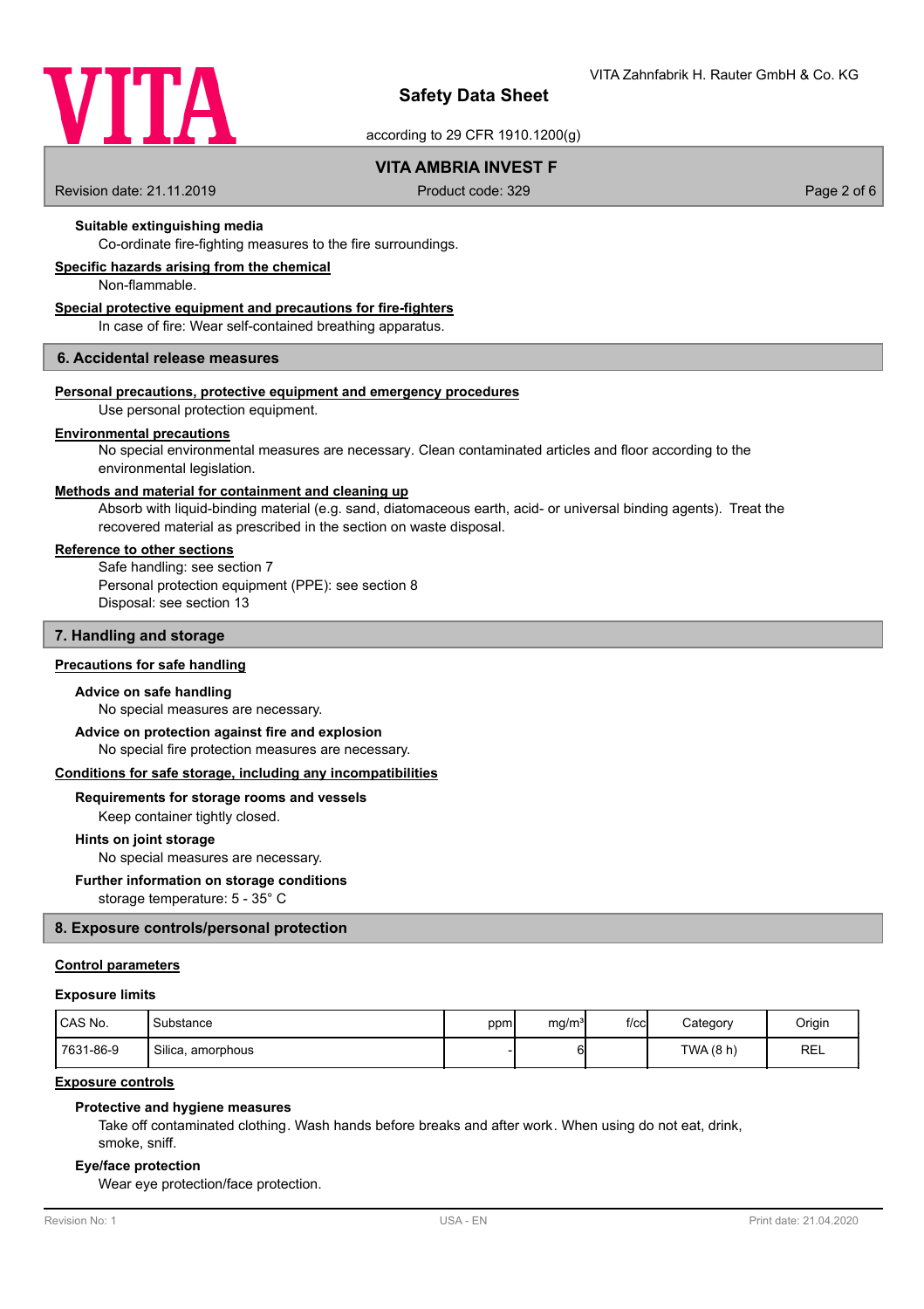#### Suitable extinguishing media

Co-ordinate fire-fighting measures to the fire surroundings.

**Specific hazards arising from the chemical**

Non-flammable.

**Special protective equipment and precautions for fire-fighters**

In case of fire: Wear self-contained breathing apparatus.

## 6. Accidental release measures

**Personal precautions, protective equipment and emergency procedures**

Use personal protection equipment.

**Environmental precautions**

No special environmental measures are necessary. Clean contaminated articles and floor according to the environmental legislation.

**Methods and material for containment and cleaning up**

Absorb with liquid-binding material (e.g. sand, diatomaceous earth, acid- or universal binding agents). Treat the recovered material as prescribed in the section on waste disposal.

**Reference to other sections**

Safe handling: see section 7
Personal protection equipment (PPE): see section 8
Disposal: see section 13

## 7. Handling and storage

**Precautions for safe handling**

#### Advice on safe handling

No special measures are necessary.

#### Advice on protection against fire and explosion

No special fire protection measures are necessary.

**Conditions for safe storage, including any incompatibilities**

#### Requirements for storage rooms and vessels

Keep container tightly closed.

#### Hints on joint storage

No special measures are necessary.

#### Further information on storage conditions

storage temperature: 5 - 35° C

## 8. Exposure controls/personal protection

**Control parameters**

#### Exposure limits

| CAS No. | Substance | ppm | mg/m³ | f/cc | Category | Origin |
|---|---|---|---|---|---|---|
| 7631-86-9 | Silica, amorphous | - | 6 | | TWA (8 h) | REL |

**Exposure controls**

#### Protective and hygiene measures

Take off contaminated clothing. Wash hands before breaks and after work. When using do not eat, drink, smoke, sniff.

#### Eye/face protection

Wear eye protection/face protection.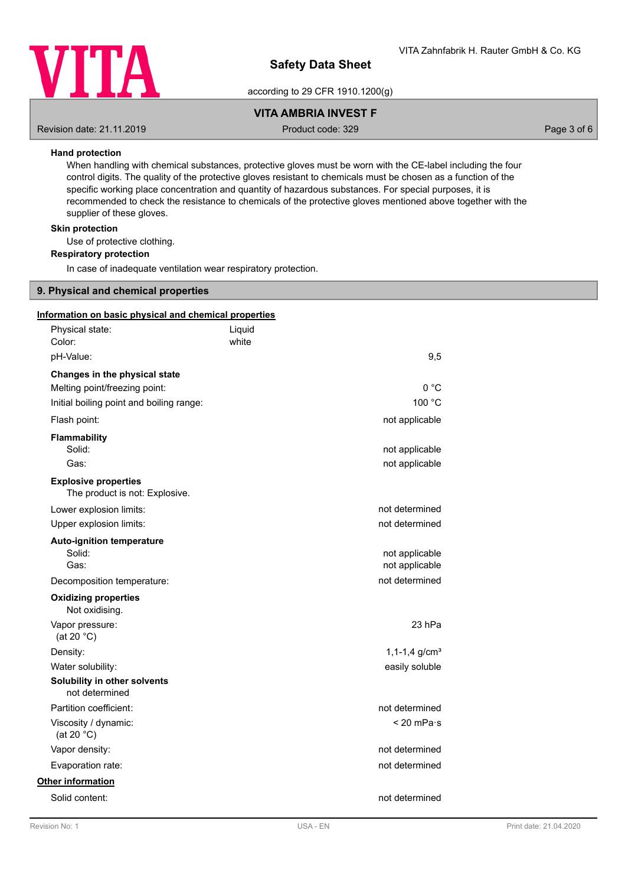### Hand protection

When handling with chemical substances, protective gloves must be worn with the CE-label including the four control digits. The quality of the protective gloves resistant to chemicals must be chosen as a function of the specific working place concentration and quantity of hazardous substances. For special purposes, it is recommended to check the resistance to chemicals of the protective gloves mentioned above together with the supplier of these gloves.

### Skin protection

Use of protective clothing.

### Respiratory protection

In case of inadequate ventilation wear respiratory protection.

## 9. Physical and chemical properties

**Information on basic physical and chemical properties**

| | | |
|---|---|---|
| Physical state: | Liquid | |
| Color: | white | |
| pH-Value: | | 9,5 |
| **Changes in the physical state** | | |
| Melting point/freezing point: | | 0 °C |
| Initial boiling point and boiling range: | | 100 °C |
| Flash point: | | not applicable |
| **Flammability** | | |
| Solid: | | not applicable |
| Gas: | | not applicable |
| **Explosive properties** | | |
| The product is not: Explosive. | | |
| Lower explosion limits: | | not determined |
| Upper explosion limits: | | not determined |
| **Auto-ignition temperature** | | |
| Solid: | | not applicable |
| Gas: | | not applicable |
| Decomposition temperature: | | not determined |
| **Oxidizing properties** | | |
| Not oxidising. | | |
| Vapor pressure: (at 20 °C) | | 23 hPa |
| Density: | | 1,1-1,4 g/cm³ |
| Water solubility: | | easily soluble |
| **Solubility in other solvents** | | |
| not determined | | |
| Partition coefficient: | | not determined |
| Viscosity / dynamic: (at 20 °C) | | < 20 mPa·s |
| Vapor density: | | not determined |
| Evaporation rate: | | not determined |

**Other information**

| | |
|---|---|
| Solid content: | not determined |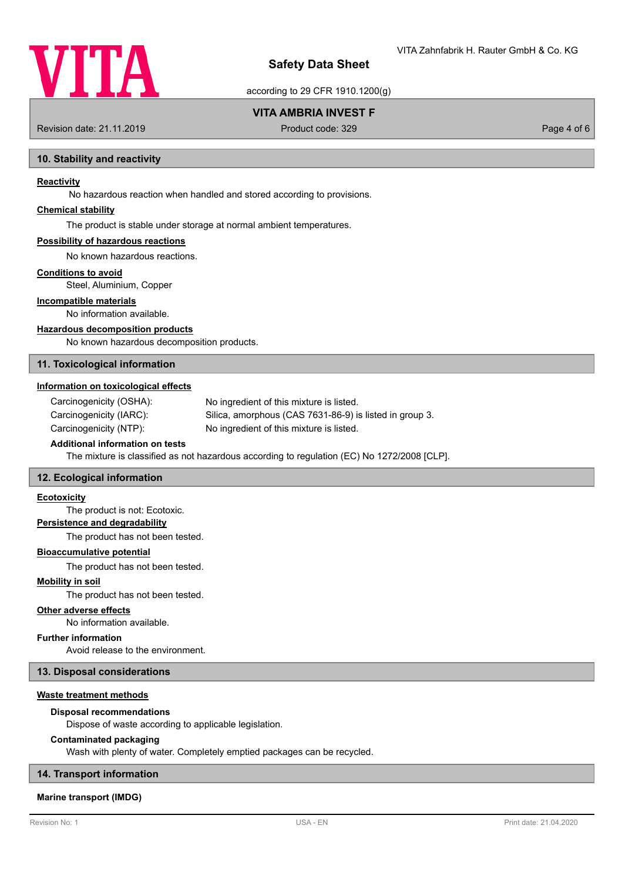## 10. Stability and reactivity

**Reactivity**

No hazardous reaction when handled and stored according to provisions.

**Chemical stability**

The product is stable under storage at normal ambient temperatures.

**Possibility of hazardous reactions**

No known hazardous reactions.

**Conditions to avoid**

Steel, Aluminium, Copper

**Incompatible materials**

No information available.

**Hazardous decomposition products**

No known hazardous decomposition products.

## 11. Toxicological information

**Information on toxicological effects**

| | |
|---|---|
| Carcinogenicity (OSHA): | No ingredient of this mixture is listed. |
| Carcinogenicity (IARC): | Silica, amorphous (CAS 7631-86-9) is listed in group 3. |
| Carcinogenicity (NTP): | No ingredient of this mixture is listed. |

**Additional information on tests**

The mixture is classified as not hazardous according to regulation (EC) No 1272/2008 [CLP].

## 12. Ecological information

**Ecotoxicity**

The product is not: Ecotoxic.

**Persistence and degradability**

The product has not been tested.

**Bioaccumulative potential**

The product has not been tested.

**Mobility in soil**

The product has not been tested.

**Other adverse effects**

No information available.

**Further information**

Avoid release to the environment.

## 13. Disposal considerations

**Waste treatment methods**

**Disposal recommendations**

Dispose of waste according to applicable legislation.

**Contaminated packaging**

Wash with plenty of water. Completely emptied packages can be recycled.

## 14. Transport information

**Marine transport (IMDG)**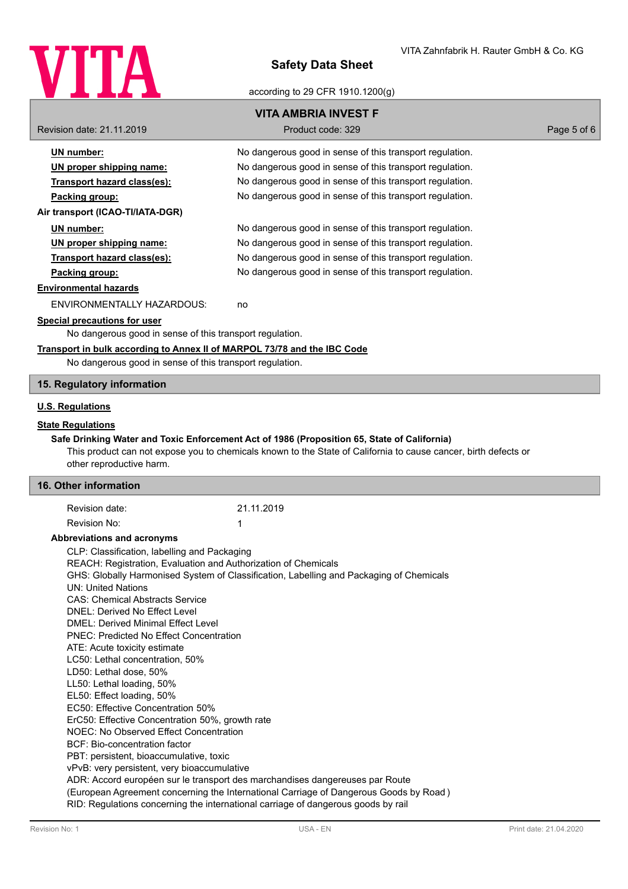**UN number:** No dangerous good in sense of this transport regulation.

**UN proper shipping name:** No dangerous good in sense of this transport regulation.

**Transport hazard class(es):** No dangerous good in sense of this transport regulation.

**Packing group:** No dangerous good in sense of this transport regulation.

**Air transport (ICAO-TI/IATA-DGR)**

**UN number:** No dangerous good in sense of this transport regulation.

**UN proper shipping name:** No dangerous good in sense of this transport regulation.

**Transport hazard class(es):** No dangerous good in sense of this transport regulation.

**Packing group:** No dangerous good in sense of this transport regulation.

**Environmental hazards**

ENVIRONMENTALLY HAZARDOUS: no

**Special precautions for user**

No dangerous good in sense of this transport regulation.

**Transport in bulk according to Annex II of MARPOL 73/78 and the IBC Code**

No dangerous good in sense of this transport regulation.

## 15. Regulatory information

**U.S. Regulations**

**State Regulations**

**Safe Drinking Water and Toxic Enforcement Act of 1986 (Proposition 65, State of California)**

This product can not expose you to chemicals known to the State of California to cause cancer, birth defects or other reproductive harm.

## 16. Other information

Revision date: 21.11.2019

Revision No: 1

**Abbreviations and acronyms**

CLP: Classification, labelling and Packaging
REACH: Registration, Evaluation and Authorization of Chemicals
GHS: Globally Harmonised System of Classification, Labelling and Packaging of Chemicals
UN: United Nations
CAS: Chemical Abstracts Service
DNEL: Derived No Effect Level
DMEL: Derived Minimal Effect Level
PNEC: Predicted No Effect Concentration
ATE: Acute toxicity estimate
LC50: Lethal concentration, 50%
LD50: Lethal dose, 50%
LL50: Lethal loading, 50%
EL50: Effect loading, 50%
EC50: Effective Concentration 50%
ErC50: Effective Concentration 50%, growth rate
NOEC: No Observed Effect Concentration
BCF: Bio-concentration factor
PBT: persistent, bioaccumulative, toxic
vPvB: very persistent, very bioaccumulative
ADR: Accord européen sur le transport des marchandises dangereuses par Route
(European Agreement concerning the International Carriage of Dangerous Goods by Road )
RID: Regulations concerning the international carriage of dangerous goods by rail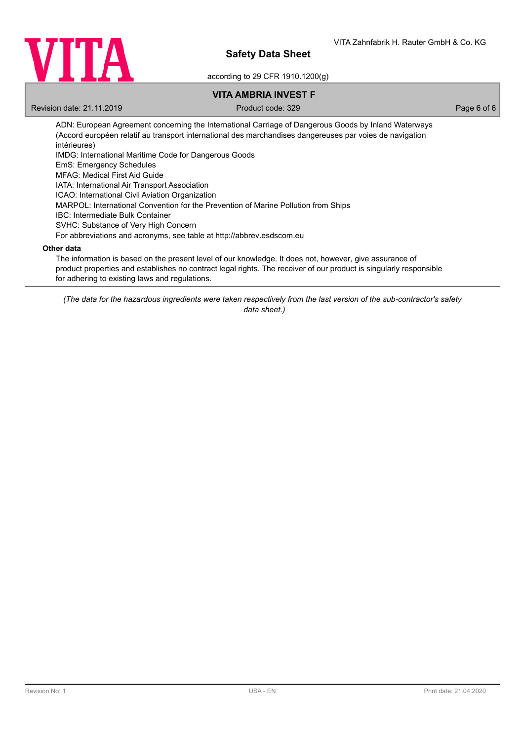ADN: European Agreement concerning the International Carriage of Dangerous Goods by Inland Waterways (Accord européen relatif au transport international des marchandises dangereuses par voies de navigation intérieures)
IMDG: International Maritime Code for Dangerous Goods
EmS: Emergency Schedules
MFAG: Medical First Aid Guide
IATA: International Air Transport Association
ICAO: International Civil Aviation Organization
MARPOL: International Convention for the Prevention of Marine Pollution from Ships
IBC: Intermediate Bulk Container
SVHC: Substance of Very High Concern
For abbreviations and acronyms, see table at http://abbrev.esdscom.eu

**Other data**

The information is based on the present level of our knowledge. It does not, however, give assurance of product properties and establishes no contract legal rights. The receiver of our product is singularly responsible for adhering to existing laws and regulations.

---

*(The data for the hazardous ingredients were taken respectively from the last version of the sub-contractor's safety data sheet.)*